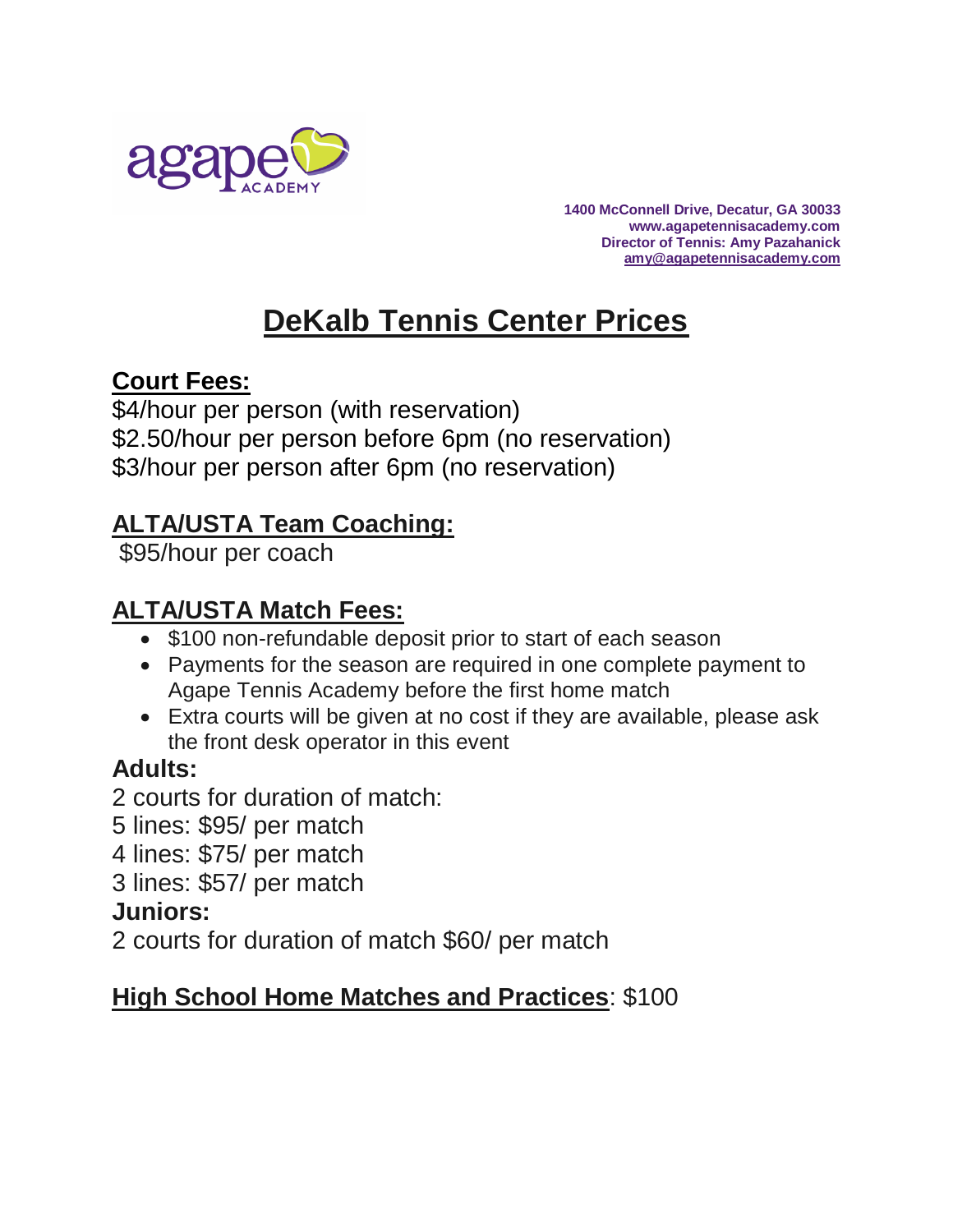1400 McConnell Drive, Decatur, GA 30033
www.agapetennisacademy.com
Director of Tennis: Amy Pazahanick
amy@agapetennisacademy.com

# DeKalb Tennis Center Prices

## Court Fees:

$4/hour per person (with reservation)
$2.50/hour per person before 6pm (no reservation)
$3/hour per person after 6pm (no reservation)

## ALTA/USTA Team Coaching:

$95/hour per coach

## ALTA/USTA Match Fees:

- $100 non-refundable deposit prior to start of each season
- Payments for the season are required in one complete payment to Agape Tennis Academy before the first home match
- Extra courts will be given at no cost if they are available, please ask the front desk operator in this event

### Adults:

2 courts for duration of match:
5 lines: $95/ per match
4 lines: $75/ per match
3 lines: $57/ per match

### Juniors:

2 courts for duration of match $60/ per match

**High School Home Matches and Practices**: $100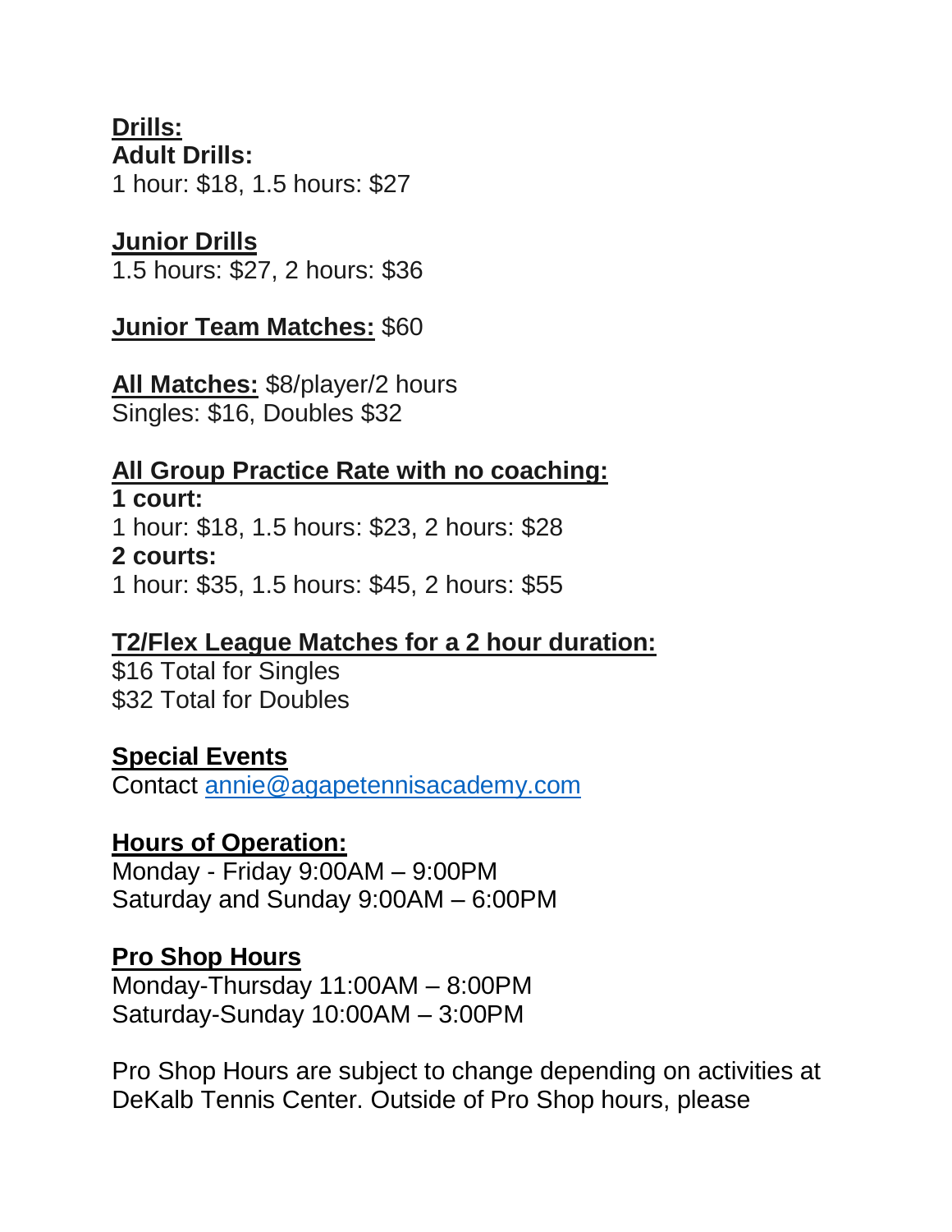**Drills:**

**Adult Drills:**

1 hour: $18, 1.5 hours: $27

**Junior Drills**

1.5 hours: $27, 2 hours: $36

**Junior Team Matches:** $60

**All Matches:** $8/player/2 hours

Singles: $16, Doubles $32

**All Group Practice Rate with no coaching:**

**1 court:**

1 hour: $18, 1.5 hours: $23, 2 hours: $28

**2 courts:**

1 hour: $35, 1.5 hours: $45, 2 hours: $55

**T2/Flex League Matches for a 2 hour duration:**

$16 Total for Singles

$32 Total for Doubles

**Special Events**

Contact [annie@agapetennisacademy.com](mailto:annie@agapetennisacademy.com)

**Hours of Operation:**

Monday - Friday 9:00AM – 9:00PM

Saturday and Sunday 9:00AM – 6:00PM

**Pro Shop Hours**

Monday-Thursday 11:00AM – 8:00PM

Saturday-Sunday 10:00AM – 3:00PM

Pro Shop Hours are subject to change depending on activities at DeKalb Tennis Center. Outside of Pro Shop hours, please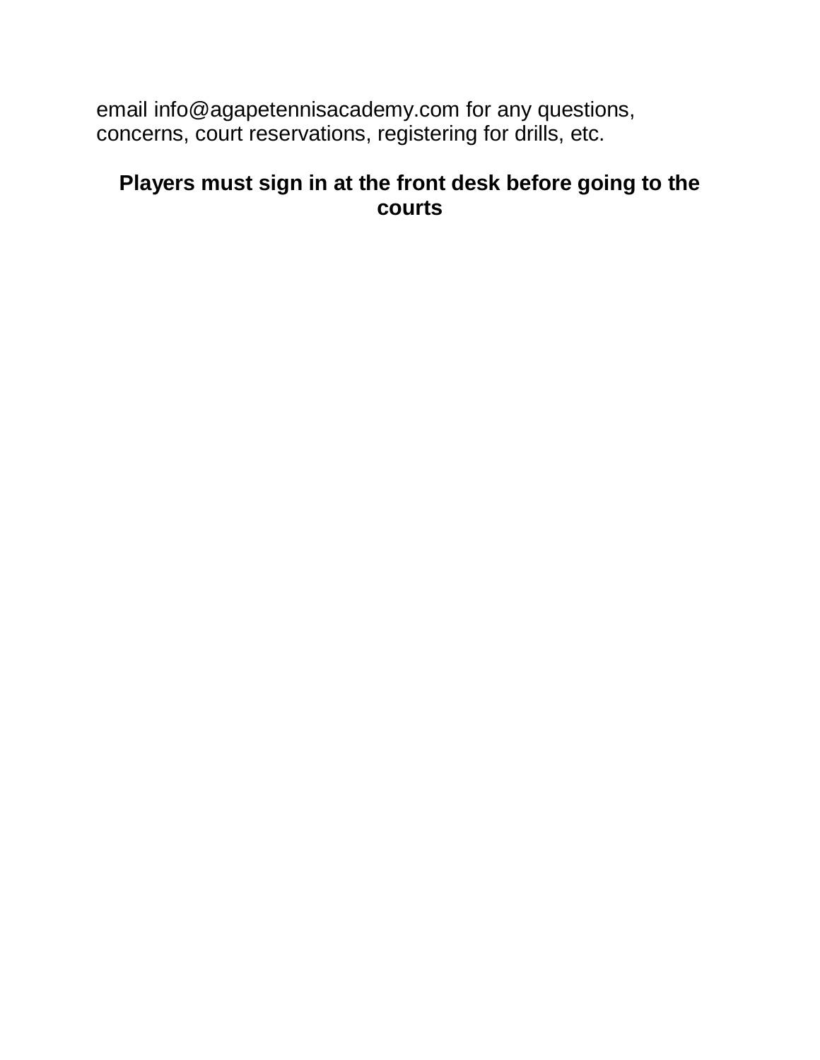email info@agapetennisacademy.com for any questions, concerns, court reservations, registering for drills, etc.

**Players must sign in at the front desk before going to the courts**